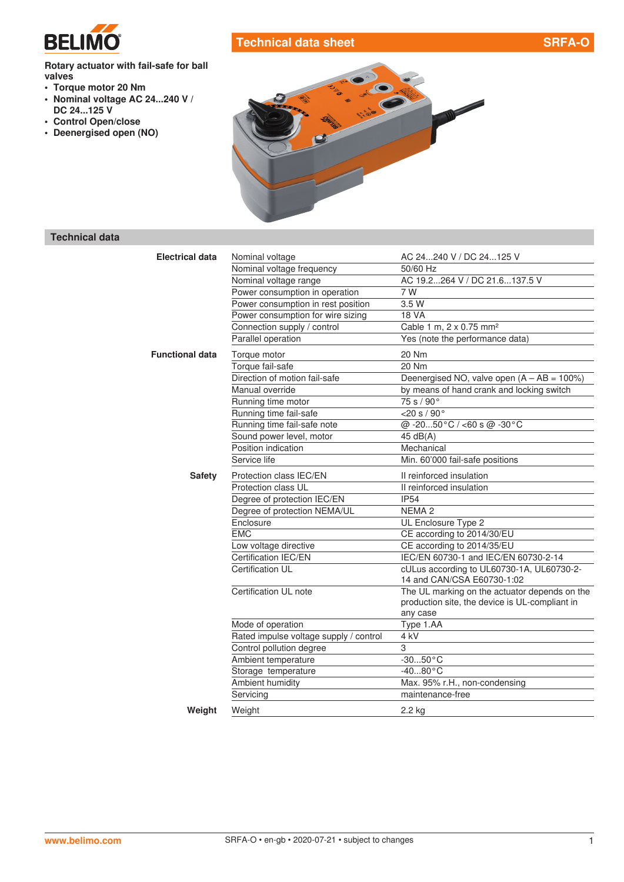# Technical data sheet SRFA-O

**Rotary actuator with fail-safe for ball valves**

- **Torque motor 20 Nm**
- **Nominal voltage AC 24...240 V / DC 24...125 V**
- **Control Open/close**
- **Deenergised open (NO)**

## Technical data

| | | |
|---|---|---|
| **Electrical data** | Nominal voltage | AC 24...240 V / DC 24...125 V |
| | Nominal voltage frequency | 50/60 Hz |
| | Nominal voltage range | AC 19.2...264 V / DC 21.6...137.5 V |
| | Power consumption in operation | 7 W |
| | Power consumption in rest position | 3.5 W |
| | Power consumption for wire sizing | 18 VA |
| | Connection supply / control | Cable 1 m, 2 x 0.75 mm² |
| | Parallel operation | Yes (note the performance data) |
| **Functional data** | Torque motor | 20 Nm |
| | Torque fail-safe | 20 Nm |
| | Direction of motion fail-safe | Deenergised NO, valve open (A – AB = 100%) |
| | Manual override | by means of hand crank and locking switch |
| | Running time motor | 75 s / 90° |
| | Running time fail-safe | <20 s / 90° |
| | Running time fail-safe note | @ -20...50°C / <60 s @ -30°C |
| | Sound power level, motor | 45 dB(A) |
| | Position indication | Mechanical |
| | Service life | Min. 60'000 fail-safe positions |
| **Safety** | Protection class IEC/EN | II reinforced insulation |
| | Protection class UL | II reinforced insulation |
| | Degree of protection IEC/EN | IP54 |
| | Degree of protection NEMA/UL | NEMA 2 |
| | Enclosure | UL Enclosure Type 2 |
| | EMC | CE according to 2014/30/EU |
| | Low voltage directive | CE according to 2014/35/EU |
| | Certification IEC/EN | IEC/EN 60730-1 and IEC/EN 60730-2-14 |
| | Certification UL | cULus according to UL60730-1A, UL60730-2-14 and CAN/CSA E60730-1:02 |
| | Certification UL note | The UL marking on the actuator depends on the production site, the device is UL-compliant in any case |
| | Mode of operation | Type 1.AA |
| | Rated impulse voltage supply / control | 4 kV |
| | Control pollution degree | 3 |
| | Ambient temperature | -30...50°C |
| | Storage temperature | -40...80°C |
| | Ambient humidity | Max. 95% r.H., non-condensing |
| | Servicing | maintenance-free |
| **Weight** | Weight | 2.2 kg |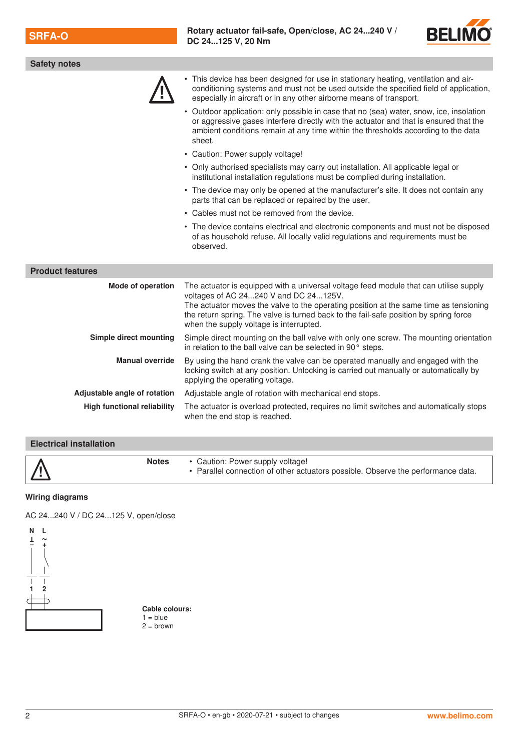## Safety notes

- This device has been designed for use in stationary heating, ventilation and air-conditioning systems and must not be used outside the specified field of application, especially in aircraft or in any other airborne means of transport.
- Outdoor application: only possible in case that no (sea) water, snow, ice, insolation or aggressive gases interfere directly with the actuator and that is ensured that the ambient conditions remain at any time within the thresholds according to the data sheet.
- Caution: Power supply voltage!
- Only authorised specialists may carry out installation. All applicable legal or institutional installation regulations must be complied during installation.
- The device may only be opened at the manufacturer's site. It does not contain any parts that can be replaced or repaired by the user.
- Cables must not be removed from the device.
- The device contains electrical and electronic components and must not be disposed of as household refuse. All locally valid regulations and requirements must be observed.

## Product features

**Mode of operation**
The actuator is equipped with a universal voltage feed module that can utilise supply voltages of AC 24...240 V and DC 24...125V.
The actuator moves the valve to the operating position at the same time as tensioning the return spring. The valve is turned back to the fail-safe position by spring force when the supply voltage is interrupted.

**Simple direct mounting**
Simple direct mounting on the ball valve with only one screw. The mounting orientation in relation to the ball valve can be selected in 90° steps.

**Manual override**
By using the hand crank the valve can be operated manually and engaged with the locking switch at any position. Unlocking is carried out manually or automatically by applying the operating voltage.

**Adjustable angle of rotation**
Adjustable angle of rotation with mechanical end stops.

**High functional reliability**
The actuator is overload protected, requires no limit switches and automatically stops when the end stop is reached.

## Electrical installation

**Notes**
- Caution: Power supply voltage!
- Parallel connection of other actuators possible. Observe the performance data.

### Wiring diagrams

AC 24...240 V / DC 24...125 V, open/close

N ⊥ −   L ~ +

1   2

**Cable colours:**
1 = blue
2 = brown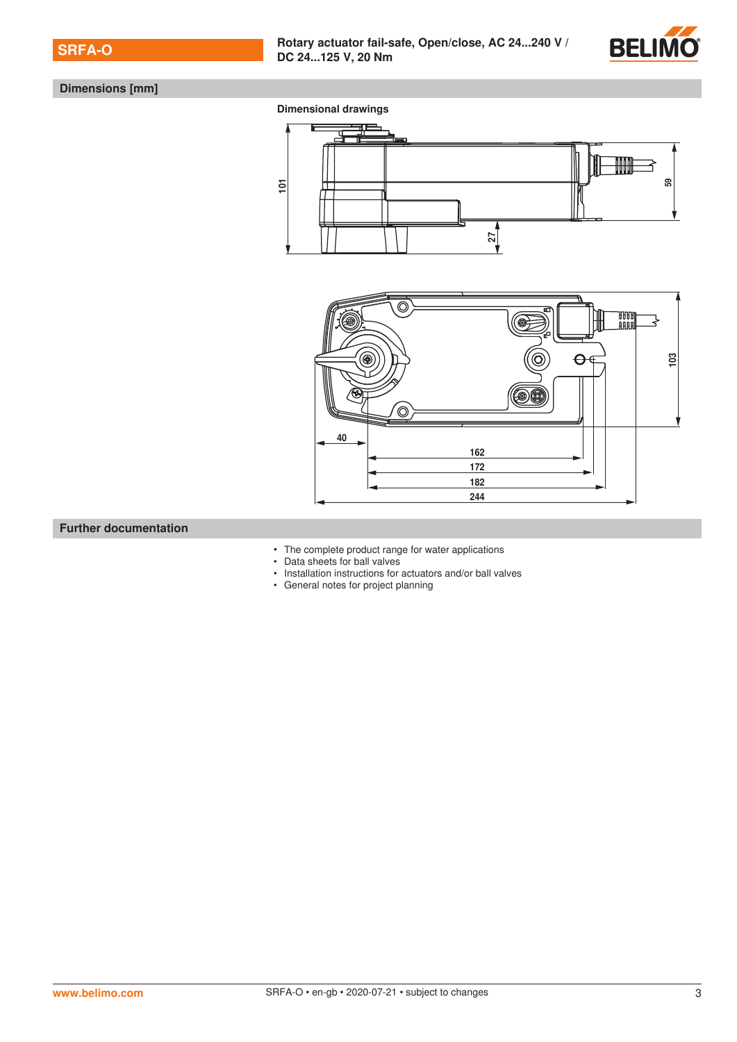## Dimensions [mm]

### Dimensional drawings

101

59

27

103

40

162

172

182

244

## Further documentation

- The complete product range for water applications
- Data sheets for ball valves
- Installation instructions for actuators and/or ball valves
- General notes for project planning